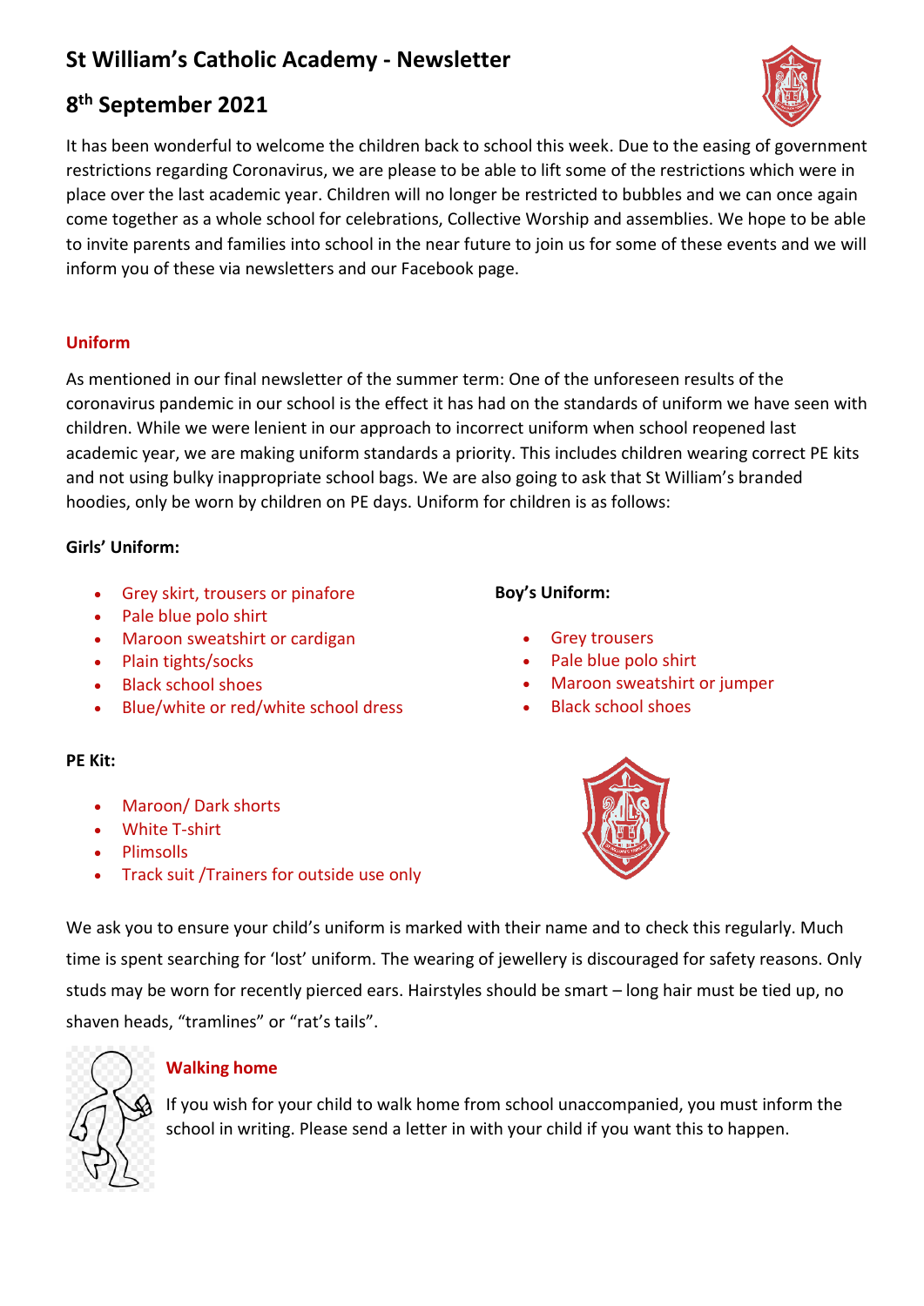# St William's Catholic Academy - Newsletter

## 8th September 2021

It has been wonderful to welcome the children back to school this week. Due to the easing of government restrictions regarding Coronavirus, we are please to be able to lift some of the restrictions which were in place over the last academic year. Children will no longer be restricted to bubbles and we can once again come together as a whole school for celebrations, Collective Worship and assemblies. We hope to be able to invite parents and families into school in the near future to join us for some of these events and we will inform you of these via newsletters and our Facebook page.

### Uniform

As mentioned in our final newsletter of the summer term: One of the unforeseen results of the coronavirus pandemic in our school is the effect it has had on the standards of uniform we have seen with children. While we were lenient in our approach to incorrect uniform when school reopened last academic year, we are making uniform standards a priority. This includes children wearing correct PE kits and not using bulky inappropriate school bags. We are also going to ask that St William's branded hoodies, only be worn by children on PE days. Uniform for children is as follows:

**Girls' Uniform:**

- Grey skirt, trousers or pinafore
- Pale blue polo shirt
- Maroon sweatshirt or cardigan
- Plain tights/socks
- Black school shoes
- Blue/white or red/white school dress

**Boy's Uniform:**

- Grey trousers
- Pale blue polo shirt
- Maroon sweatshirt or jumper
- Black school shoes

**PE Kit:**

- Maroon/ Dark shorts
- White T-shirt
- Plimsolls
- Track suit /Trainers for outside use only

We ask you to ensure your child's uniform is marked with their name and to check this regularly. Much time is spent searching for 'lost' uniform. The wearing of jewellery is discouraged for safety reasons. Only studs may be worn for recently pierced ears. Hairstyles should be smart – long hair must be tied up, no shaven heads, "tramlines" or "rat's tails".

### Walking home

If you wish for your child to walk home from school unaccompanied, you must inform the school in writing. Please send a letter in with your child if you want this to happen.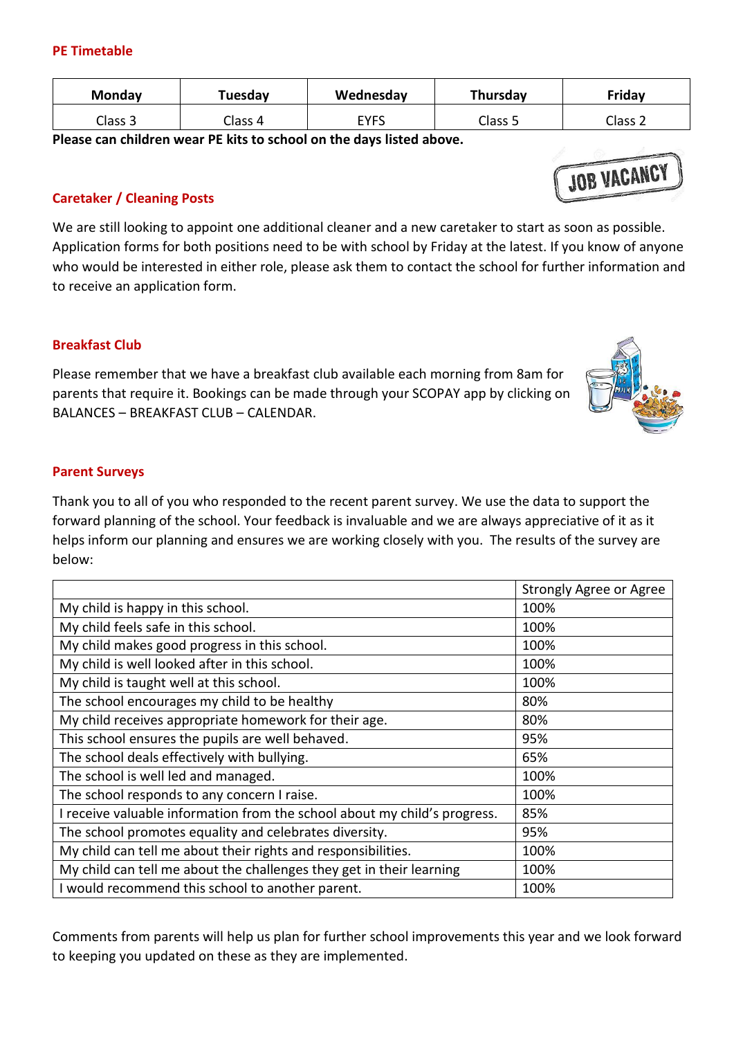## PE Timetable

| Monday | Tuesday | Wednesday | Thursday | Friday |
|---|---|---|---|---|
| Class 3 | Class 4 | EYFS | Class 5 | Class 2 |

**Please can children wear PE kits to school on the days listed above.**

## Caretaker / Cleaning Posts

We are still looking to appoint one additional cleaner and a new caretaker to start as soon as possible. Application forms for both positions need to be with school by Friday at the latest. If you know of anyone who would be interested in either role, please ask them to contact the school for further information and to receive an application form.

## Breakfast Club

Please remember that we have a breakfast club available each morning from 8am for parents that require it. Bookings can be made through your SCOPAY app by clicking on BALANCES – BREAKFAST CLUB – CALENDAR.

## Parent Surveys

Thank you to all of you who responded to the recent parent survey. We use the data to support the forward planning of the school. Your feedback is invaluable and we are always appreciative of it as it helps inform our planning and ensures we are working closely with you. The results of the survey are below:

| | Strongly Agree or Agree |
|---|---|
| My child is happy in this school. | 100% |
| My child feels safe in this school. | 100% |
| My child makes good progress in this school. | 100% |
| My child is well looked after in this school. | 100% |
| My child is taught well at this school. | 100% |
| The school encourages my child to be healthy | 80% |
| My child receives appropriate homework for their age. | 80% |
| This school ensures the pupils are well behaved. | 95% |
| The school deals effectively with bullying. | 65% |
| The school is well led and managed. | 100% |
| The school responds to any concern I raise. | 100% |
| I receive valuable information from the school about my child's progress. | 85% |
| The school promotes equality and celebrates diversity. | 95% |
| My child can tell me about their rights and responsibilities. | 100% |
| My child can tell me about the challenges they get in their learning | 100% |
| I would recommend this school to another parent. | 100% |

Comments from parents will help us plan for further school improvements this year and we look forward to keeping you updated on these as they are implemented.